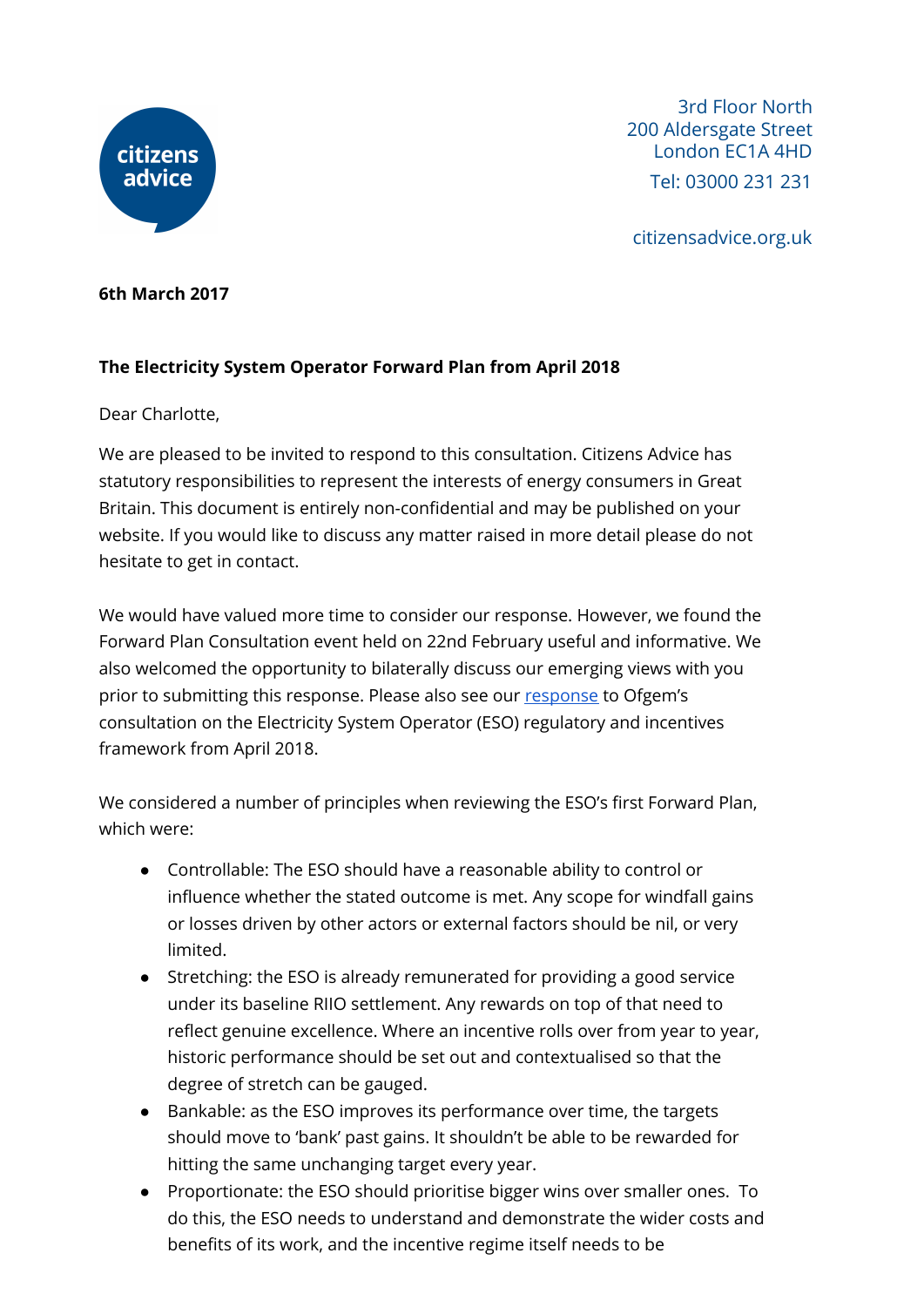citizens advice

3rd Floor North
200 Aldersgate Street
London EC1A 4HD
Tel: 03000 231 231

citizensadvice.org.uk

**6th March 2017**

**The Electricity System Operator Forward Plan from April 2018**

Dear Charlotte,

We are pleased to be invited to respond to this consultation. Citizens Advice has statutory responsibilities to represent the interests of energy consumers in Great Britain. This document is entirely non-confidential and may be published on your website. If you would like to discuss any matter raised in more detail please do not hesitate to get in contact.

We would have valued more time to consider our response. However, we found the Forward Plan Consultation event held on 22nd February useful and informative. We also welcomed the opportunity to bilaterally discuss our emerging views with you prior to submitting this response. Please also see our response to Ofgem's consultation on the Electricity System Operator (ESO) regulatory and incentives framework from April 2018.

We considered a number of principles when reviewing the ESO's first Forward Plan, which were:

- Controllable: The ESO should have a reasonable ability to control or influence whether the stated outcome is met. Any scope for windfall gains or losses driven by other actors or external factors should be nil, or very limited.
- Stretching: the ESO is already remunerated for providing a good service under its baseline RIIO settlement. Any rewards on top of that need to reflect genuine excellence. Where an incentive rolls over from year to year, historic performance should be set out and contextualised so that the degree of stretch can be gauged.
- Bankable: as the ESO improves its performance over time, the targets should move to 'bank' past gains. It shouldn't be able to be rewarded for hitting the same unchanging target every year.
- Proportionate: the ESO should prioritise bigger wins over smaller ones. To do this, the ESO needs to understand and demonstrate the wider costs and benefits of its work, and the incentive regime itself needs to be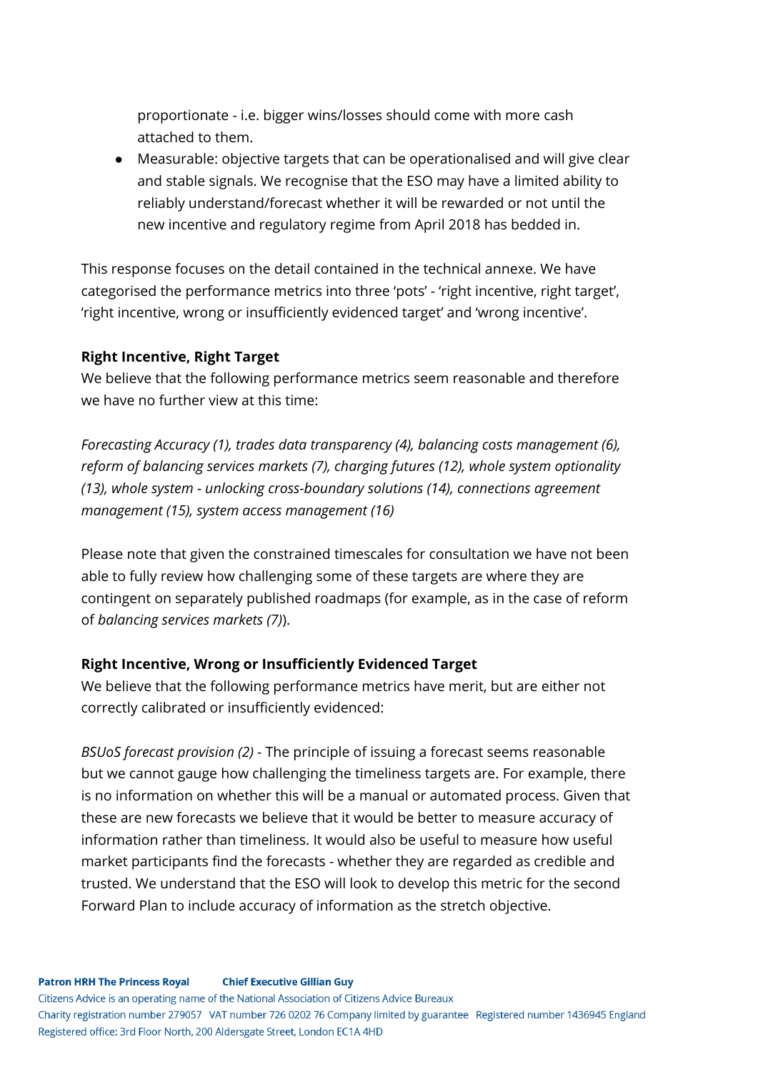proportionate - i.e. bigger wins/losses should come with more cash attached to them.

- Measurable: objective targets that can be operationalised and will give clear and stable signals. We recognise that the ESO may have a limited ability to reliably understand/forecast whether it will be rewarded or not until the new incentive and regulatory regime from April 2018 has bedded in.

This response focuses on the detail contained in the technical annexe. We have categorised the performance metrics into three 'pots' - 'right incentive, right target', 'right incentive, wrong or insufficiently evidenced target' and 'wrong incentive'.

**Right Incentive, Right Target**

We believe that the following performance metrics seem reasonable and therefore we have no further view at this time:

*Forecasting Accuracy (1), trades data transparency (4), balancing costs management (6), reform of balancing services markets (7), charging futures (12), whole system optionality (13), whole system - unlocking cross-boundary solutions (14), connections agreement management (15), system access management (16)*

Please note that given the constrained timescales for consultation we have not been able to fully review how challenging some of these targets are where they are contingent on separately published roadmaps (for example, as in the case of reform of *balancing services markets (7)*).

**Right Incentive, Wrong or Insufficiently Evidenced Target**

We believe that the following performance metrics have merit, but are either not correctly calibrated or insufficiently evidenced:

*BSUoS forecast provision (2)* - The principle of issuing a forecast seems reasonable but we cannot gauge how challenging the timeliness targets are. For example, there is no information on whether this will be a manual or automated process. Given that these are new forecasts we believe that it would be better to measure accuracy of information rather than timeliness. It would also be useful to measure how useful market participants find the forecasts - whether they are regarded as credible and trusted. We understand that the ESO will look to develop this metric for the second Forward Plan to include accuracy of information as the stretch objective.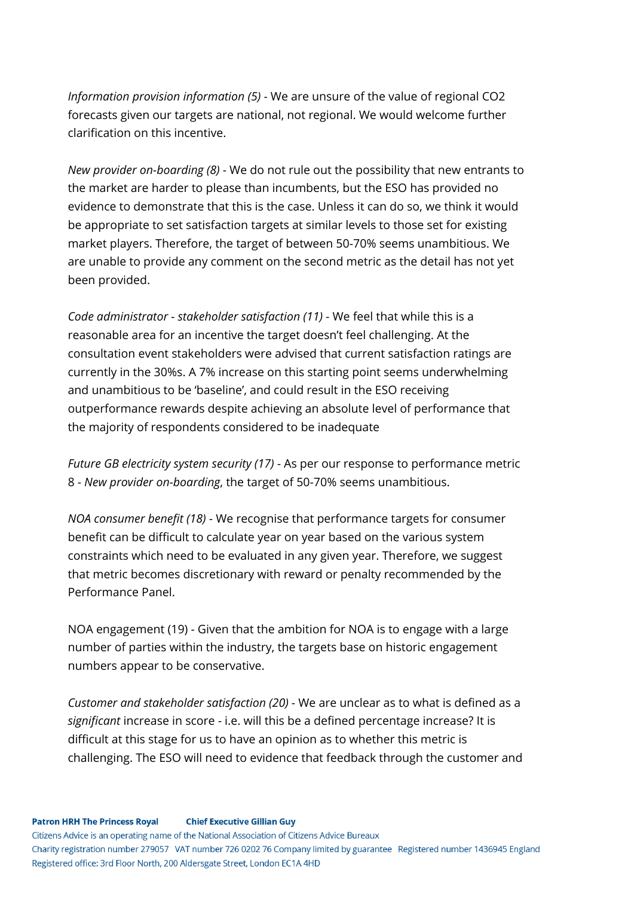*Information provision information (5)* - We are unsure of the value of regional CO2 forecasts given our targets are national, not regional. We would welcome further clarification on this incentive.

*New provider on-boarding (8)* - We do not rule out the possibility that new entrants to the market are harder to please than incumbents, but the ESO has provided no evidence to demonstrate that this is the case. Unless it can do so, we think it would be appropriate to set satisfaction targets at similar levels to those set for existing market players. Therefore, the target of between 50-70% seems unambitious. We are unable to provide any comment on the second metric as the detail has not yet been provided.

*Code administrator - stakeholder satisfaction (11)* - We feel that while this is a reasonable area for an incentive the target doesn't feel challenging. At the consultation event stakeholders were advised that current satisfaction ratings are currently in the 30%s. A 7% increase on this starting point seems underwhelming and unambitious to be 'baseline', and could result in the ESO receiving outperformance rewards despite achieving an absolute level of performance that the majority of respondents considered to be inadequate

*Future GB electricity system security (17)* - As per our response to performance metric 8 - *New provider on-boarding*, the target of 50-70% seems unambitious.

*NOA consumer benefit (18)* - We recognise that performance targets for consumer benefit can be difficult to calculate year on year based on the various system constraints which need to be evaluated in any given year. Therefore, we suggest that metric becomes discretionary with reward or penalty recommended by the Performance Panel.

NOA engagement (19) - Given that the ambition for NOA is to engage with a large number of parties within the industry, the targets base on historic engagement numbers appear to be conservative.

*Customer and stakeholder satisfaction (20)* - We are unclear as to what is defined as a *significant* increase in score - i.e. will this be a defined percentage increase? It is difficult at this stage for us to have an opinion as to whether this metric is challenging. The ESO will need to evidence that feedback through the customer and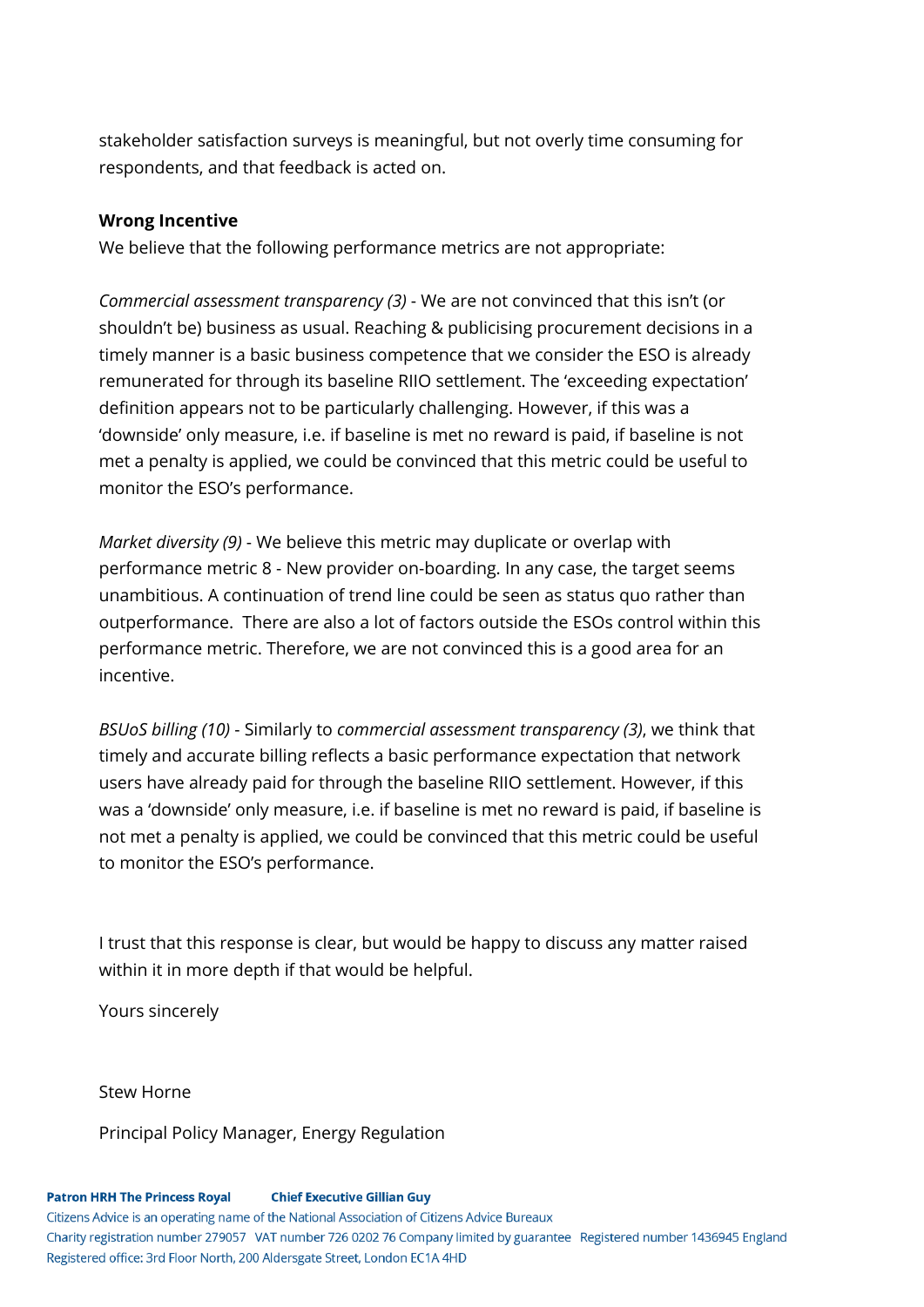stakeholder satisfaction surveys is meaningful, but not overly time consuming for respondents, and that feedback is acted on.

**Wrong Incentive**

We believe that the following performance metrics are not appropriate:

*Commercial assessment transparency (3)* - We are not convinced that this isn't (or shouldn't be) business as usual. Reaching & publicising procurement decisions in a timely manner is a basic business competence that we consider the ESO is already remunerated for through its baseline RIIO settlement. The 'exceeding expectation' definition appears not to be particularly challenging. However, if this was a 'downside' only measure, i.e. if baseline is met no reward is paid, if baseline is not met a penalty is applied, we could be convinced that this metric could be useful to monitor the ESO's performance.

*Market diversity (9)* - We believe this metric may duplicate or overlap with performance metric 8 - New provider on-boarding. In any case, the target seems unambitious. A continuation of trend line could be seen as status quo rather than outperformance. There are also a lot of factors outside the ESOs control within this performance metric. Therefore, we are not convinced this is a good area for an incentive.

*BSUoS billing (10)* - Similarly to *commercial assessment transparency (3)*, we think that timely and accurate billing reflects a basic performance expectation that network users have already paid for through the baseline RIIO settlement. However, if this was a 'downside' only measure, i.e. if baseline is met no reward is paid, if baseline is not met a penalty is applied, we could be convinced that this metric could be useful to monitor the ESO's performance.

I trust that this response is clear, but would be happy to discuss any matter raised within it in more depth if that would be helpful.

Yours sincerely

Stew Horne

Principal Policy Manager, Energy Regulation

**Patron HRH The Princess Royal** **Chief Executive Gillian Guy**

Citizens Advice is an operating name of the National Association of Citizens Advice Bureaux

Charity registration number 279057 VAT number 726 0202 76 Company limited by guarantee Registered number 1436945 England

Registered office: 3rd Floor North, 200 Aldersgate Street, London EC1A 4HD